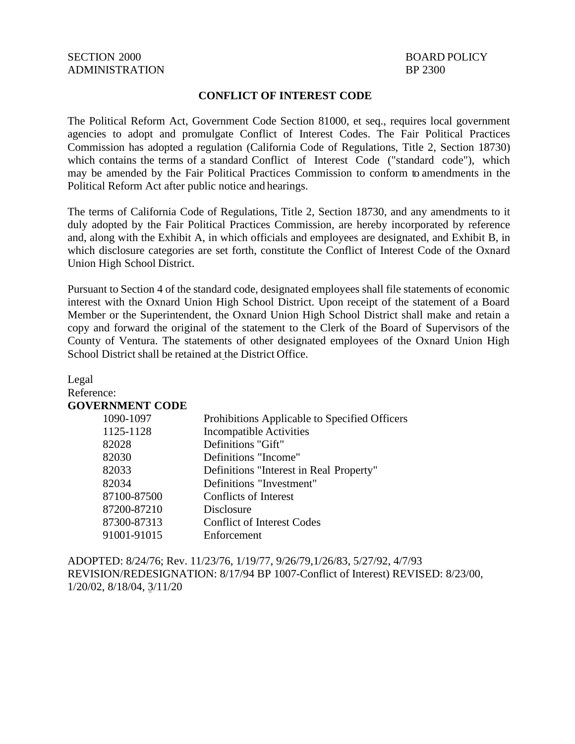SECTION 2000
ADMINISTRATION

BOARD POLICY
BP 2300

# CONFLICT OF INTEREST CODE

The Political Reform Act, Government Code Section 81000, et seq., requires local government agencies to adopt and promulgate Conflict of Interest Codes. The Fair Political Practices Commission has adopted a regulation (California Code of Regulations, Title 2, Section 18730) which contains the terms of a standard Conflict of Interest Code ("standard code"), which may be amended by the Fair Political Practices Commission to conform to amendments in the Political Reform Act after public notice and hearings.

The terms of California Code of Regulations, Title 2, Section 18730, and any amendments to it duly adopted by the Fair Political Practices Commission, are hereby incorporated by reference and, along with the Exhibit A, in which officials and employees are designated, and Exhibit B, in which disclosure categories are set forth, constitute the Conflict of Interest Code of the Oxnard Union High School District.

Pursuant to Section 4 of the standard code, designated employees shall file statements of economic interest with the Oxnard Union High School District. Upon receipt of the statement of a Board Member or the Superintendent, the Oxnard Union High School District shall make and retain a copy and forward the original of the statement to the Clerk of the Board of Supervisors of the County of Ventura. The statements of other designated employees of the Oxnard Union High School District shall be retained at the District Office.

Legal
Reference:

**GOVERNMENT CODE**

| | |
|---|---|
| 1090-1097 | Prohibitions Applicable to Specified Officers |
| 1125-1128 | Incompatible Activities |
| 82028 | Definitions "Gift" |
| 82030 | Definitions "Income" |
| 82033 | Definitions "Interest in Real Property" |
| 82034 | Definitions "Investment" |
| 87100-87500 | Conflicts of Interest |
| 87200-87210 | Disclosure |
| 87300-87313 | Conflict of Interest Codes |
| 91001-91015 | Enforcement |

ADOPTED: 8/24/76; Rev. 11/23/76, 1/19/77, 9/26/79,1/26/83, 5/27/92, 4/7/93
REVISION/REDESIGNATION: 8/17/94 BP 1007-Conflict of Interest) REVISED: 8/23/00, 1/20/02, 8/18/04, 3/11/20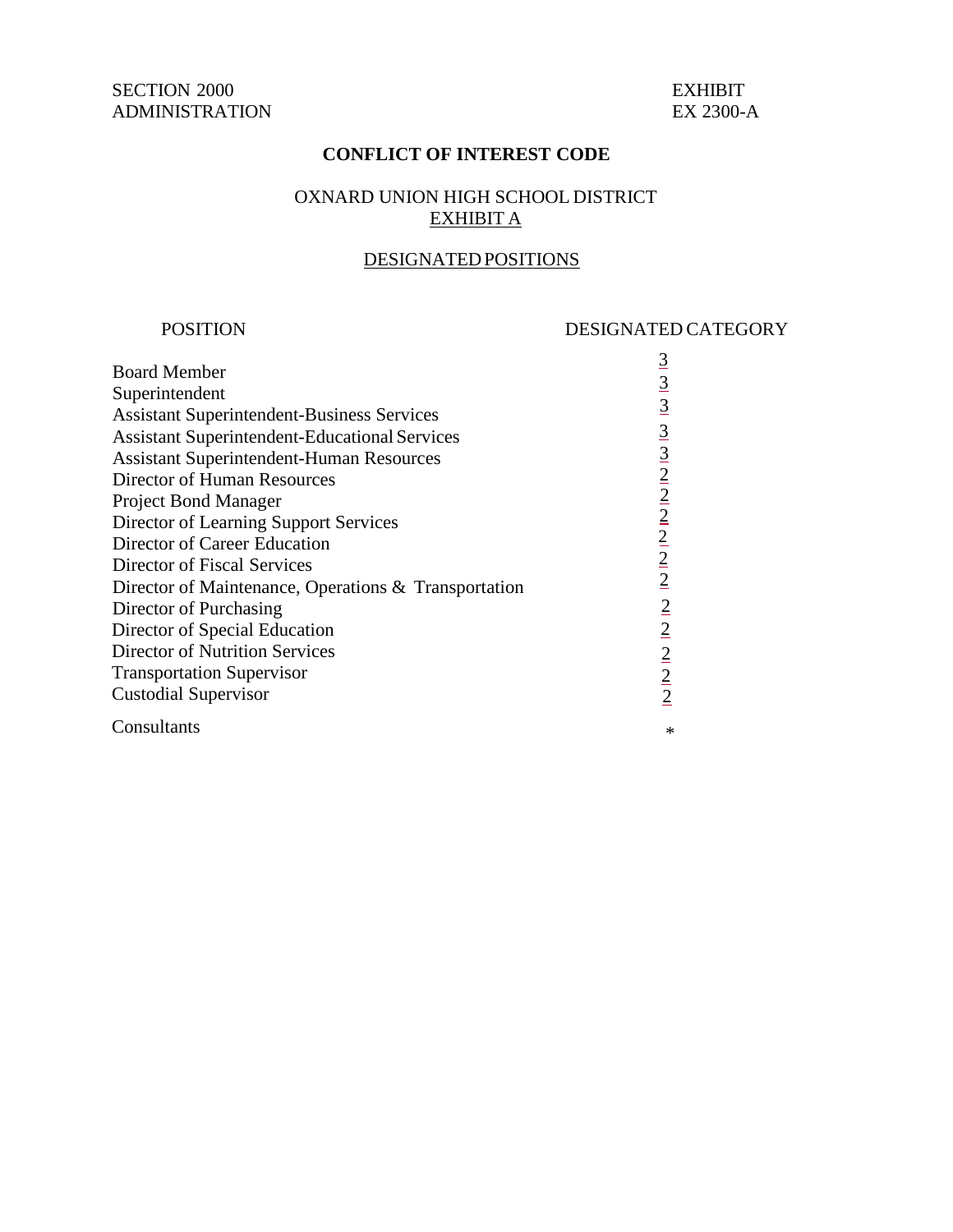SECTION 2000
ADMINISTRATION

EXHIBIT
EX 2300-A

**CONFLICT OF INTEREST CODE**

OXNARD UNION HIGH SCHOOL DISTRICT
EXHIBIT A

DESIGNATED POSITIONS

| POSITION | DESIGNATED CATEGORY |
|---|---|
| Board Member | 3 |
| Superintendent | 3 |
| Assistant Superintendent-Business Services | 3 |
| Assistant Superintendent-Educational Services | 3 |
| Assistant Superintendent-Human Resources | 3 |
| Director of Human Resources | 2 |
| Project Bond Manager | 2 |
| Director of Learning Support Services | 2 |
| Director of Career Education | 2 |
| Director of Fiscal Services | 2 |
| Director of Maintenance, Operations & Transportation | 2 |
| Director of Purchasing | 2 |
| Director of Special Education | 2 |
| Director of Nutrition Services | 2 |
| Transportation Supervisor | 2 |
| Custodial Supervisor | 2 |
| Consultants | * |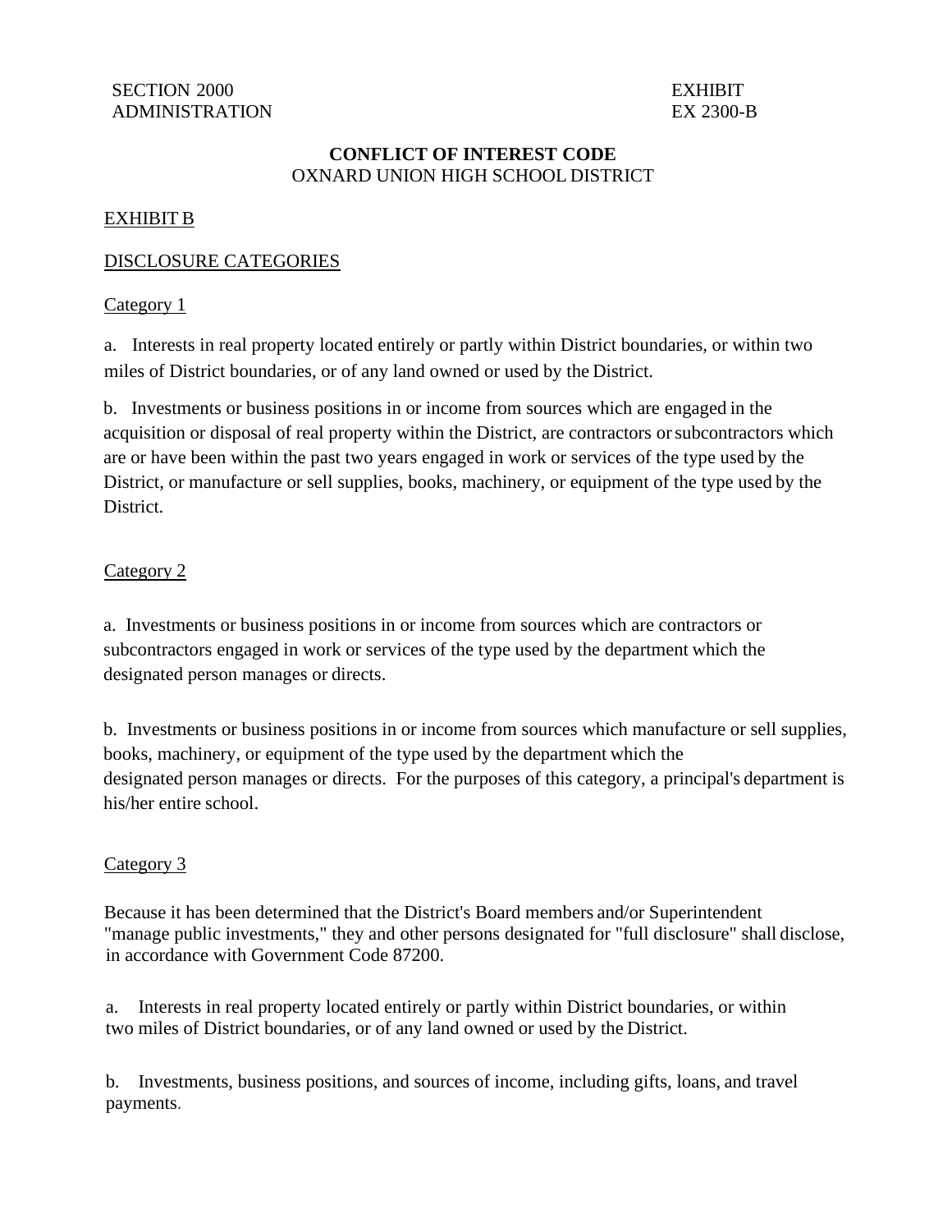SECTION 2000
ADMINISTRATION

EXHIBIT
EX 2300-B

**CONFLICT OF INTEREST CODE**
OXNARD UNION HIGH SCHOOL DISTRICT

EXHIBIT B

DISCLOSURE CATEGORIES

Category 1

a. Interests in real property located entirely or partly within District boundaries, or within two miles of District boundaries, or of any land owned or used by the District.

b. Investments or business positions in or income from sources which are engaged in the acquisition or disposal of real property within the District, are contractors or subcontractors which are or have been within the past two years engaged in work or services of the type used by the District, or manufacture or sell supplies, books, machinery, or equipment of the type used by the District.

Category 2

a. Investments or business positions in or income from sources which are contractors or subcontractors engaged in work or services of the type used by the department which the designated person manages or directs.

b. Investments or business positions in or income from sources which manufacture or sell supplies, books, machinery, or equipment of the type used by the department which the designated person manages or directs. For the purposes of this category, a principal's department is his/her entire school.

Category 3

Because it has been determined that the District's Board members and/or Superintendent "manage public investments," they and other persons designated for "full disclosure" shall disclose, in accordance with Government Code 87200.

a. Interests in real property located entirely or partly within District boundaries, or within two miles of District boundaries, or of any land owned or used by the District.

b. Investments, business positions, and sources of income, including gifts, loans, and travel payments.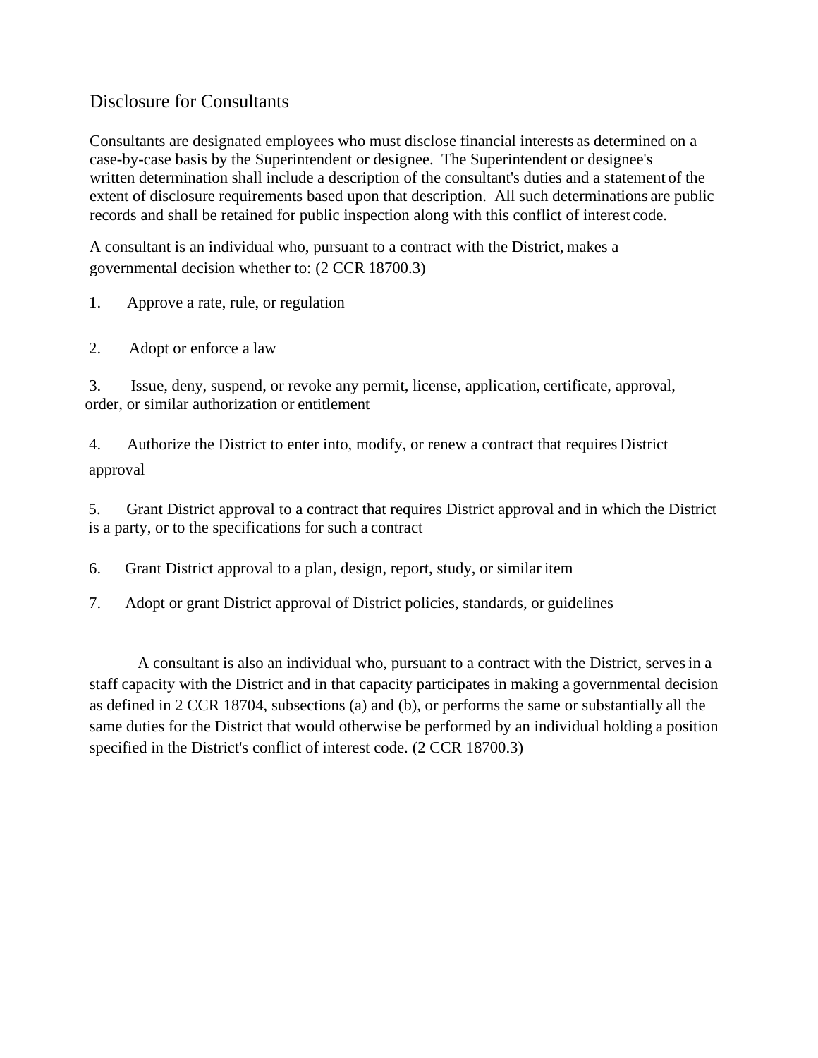## Disclosure for Consultants

Consultants are designated employees who must disclose financial interests as determined on a case-by-case basis by the Superintendent or designee. The Superintendent or designee's written determination shall include a description of the consultant's duties and a statement of the extent of disclosure requirements based upon that description. All such determinations are public records and shall be retained for public inspection along with this conflict of interest code.

A consultant is an individual who, pursuant to a contract with the District, makes a governmental decision whether to: (2 CCR 18700.3)

1. Approve a rate, rule, or regulation

2. Adopt or enforce a law

3. Issue, deny, suspend, or revoke any permit, license, application, certificate, approval, order, or similar authorization or entitlement

4. Authorize the District to enter into, modify, or renew a contract that requires District approval

5. Grant District approval to a contract that requires District approval and in which the District is a party, or to the specifications for such a contract

6. Grant District approval to a plan, design, report, study, or similar item

7. Adopt or grant District approval of District policies, standards, or guidelines

A consultant is also an individual who, pursuant to a contract with the District, serves in a staff capacity with the District and in that capacity participates in making a governmental decision as defined in 2 CCR 18704, subsections (a) and (b), or performs the same or substantially all the same duties for the District that would otherwise be performed by an individual holding a position specified in the District's conflict of interest code. (2 CCR 18700.3)